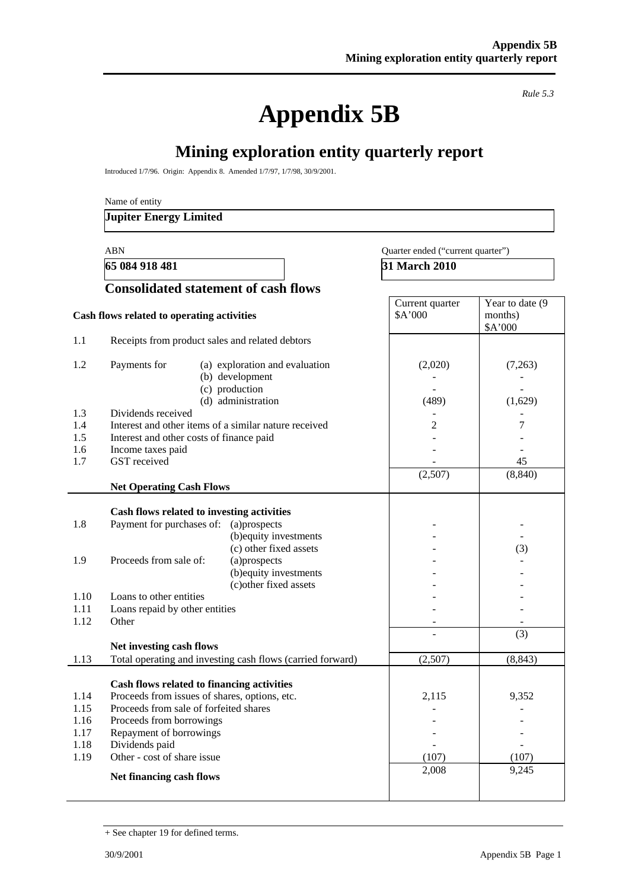*Rule 5.3*

# Appendix 5B

## Mining exploration entity quarterly report

Introduced 1/7/96. Origin: Appendix 8. Amended 1/7/97, 1/7/98, 30/9/2001.

Name of entity

**Jupiter Energy Limited**

| ABN | Quarter ended ("current quarter") |
|---|---|
| **65 084 918 481** | **31 March 2010** |

### Consolidated statement of cash flows

| | Cash flows related to operating activities | Current quarter $A'000 | Year to date (9 months) $A'000 |
|---|---|---|---|
| 1.1 | Receipts from product sales and related debtors | | |
| 1.2 | Payments for (a) exploration and evaluation | (2,020) | (7,263) |
| | (b) development | - | - |
| | (c) production | - | - |
| | (d) administration | (489) | (1,629) |
| 1.3 | Dividends received | - | - |
| 1.4 | Interest and other items of a similar nature received | 2 | 7 |
| 1.5 | Interest and other costs of finance paid | - | - |
| 1.6 | Income taxes paid | - | - |
| 1.7 | GST received | - | 45 |
| | **Net Operating Cash Flows** | (2,507) | (8,840) |
| | **Cash flows related to investing activities** | | |
| 1.8 | Payment for purchases of: (a)prospects | - | - |
| | (b)equity investments | - | - |
| | (c) other fixed assets | - | (3) |
| 1.9 | Proceeds from sale of: (a)prospects | - | - |
| | (b)equity investments | - | - |
| | (c)other fixed assets | - | - |
| 1.10 | Loans to other entities | - | - |
| 1.11 | Loans repaid by other entities | - | - |
| 1.12 | Other | - | - |
| | **Net investing cash flows** | - | (3) |
| 1.13 | Total operating and investing cash flows (carried forward) | (2,507) | (8,843) |
| | **Cash flows related to financing activities** | | |
| 1.14 | Proceeds from issues of shares, options, etc. | 2,115 | 9,352 |
| 1.15 | Proceeds from sale of forfeited shares | - | - |
| 1.16 | Proceeds from borrowings | - | - |
| 1.17 | Repayment of borrowings | - | - |
| 1.18 | Dividends paid | - | - |
| 1.19 | Other - cost of share issue | (107) | (107) |
| | **Net financing cash flows** | 2,008 | 9,245 |

+ See chapter 19 for defined terms.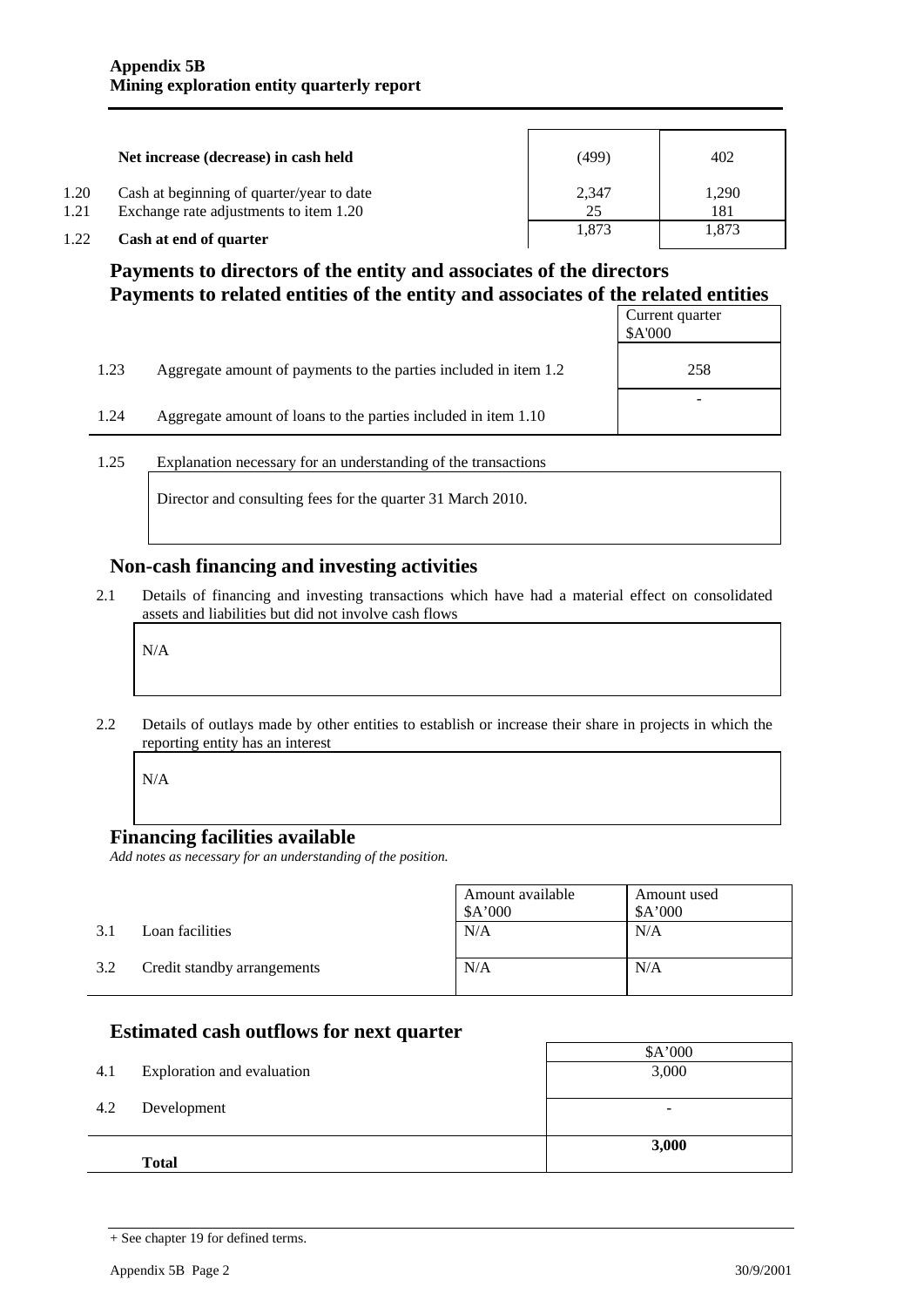|  |  | Current quarter | Year to date |
|---|---|---|---|
|  | **Net increase (decrease) in cash held** | (499) | 402 |
| 1.20 | Cash at beginning of quarter/year to date | 2,347 | 1,290 |
| 1.21 | Exchange rate adjustments to item 1.20 | 25 | 181 |
| 1.22 | **Cash at end of quarter** | 1,873 | 1,873 |

## Payments to directors of the entity and associates of the directors
## Payments to related entities of the entity and associates of the related entities

|  |  | Current quarter $A'000 |
|---|---|---|
| 1.23 | Aggregate amount of payments to the parties included in item 1.2 | 258 |
| 1.24 | Aggregate amount of loans to the parties included in item 1.10 | - |

1.25 Explanation necessary for an understanding of the transactions

Director and consulting fees for the quarter 31 March 2010.

## Non-cash financing and investing activities

2.1 Details of financing and investing transactions which have had a material effect on consolidated assets and liabilities but did not involve cash flows

N/A

2.2 Details of outlays made by other entities to establish or increase their share in projects in which the reporting entity has an interest

N/A

## Financing facilities available

*Add notes as necessary for an understanding of the position.*

|  |  | Amount available $A'000 | Amount used $A'000 |
|---|---|---|---|
| 3.1 | Loan facilities | N/A | N/A |
| 3.2 | Credit standby arrangements | N/A | N/A |

## Estimated cash outflows for next quarter

|  |  | $A'000 |
|---|---|---|
| 4.1 | Exploration and evaluation | 3,000 |
| 4.2 | Development | - |
|  | **Total** | **3,000** |

+ See chapter 19 for defined terms.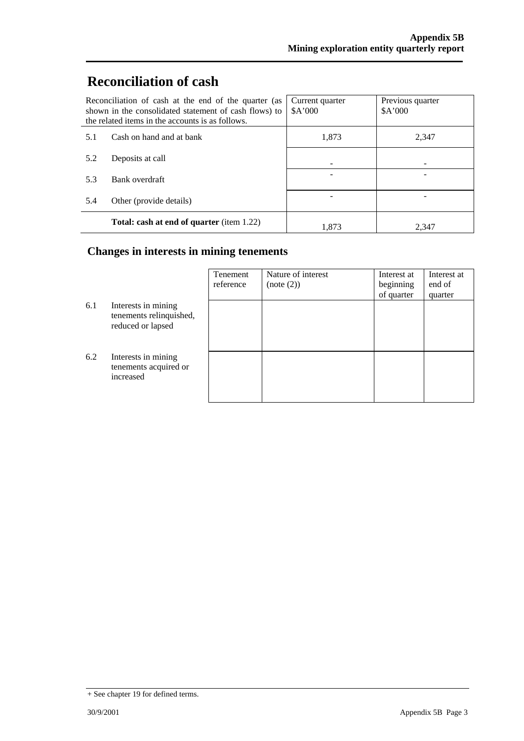# Reconciliation of cash

| Reconciliation of cash at the end of the quarter (as shown in the consolidated statement of cash flows) to the related items in the accounts is as follows. | | Current quarter $A'000 | Previous quarter $A'000 |
|---|---|---|---|
| 5.1 | Cash on hand and at bank | 1,873 | 2,347 |
| 5.2 | Deposits at call | - | - |
| 5.3 | Bank overdraft | - | - |
| 5.4 | Other (provide details) | - | - |
| | **Total: cash at end of quarter** (item 1.22) | 1,873 | 2,347 |

## Changes in interests in mining tenements

| | | Tenement reference | Nature of interest (note (2)) | Interest at beginning of quarter | Interest at end of quarter |
|---|---|---|---|---|---|
| 6.1 | Interests in mining tenements relinquished, reduced or lapsed | | | | |
| 6.2 | Interests in mining tenements acquired or increased | | | | |

+ See chapter 19 for defined terms.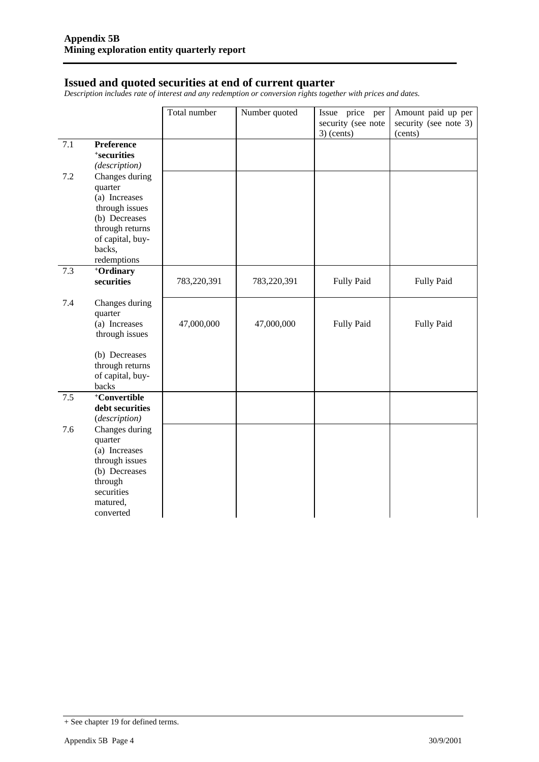## Issued and quoted securities at end of current quarter

*Description includes rate of interest and any redemption or conversion rights together with prices and dates.*

| | | Total number | Number quoted | Issue price per security (see note 3) (cents) | Amount paid up per security (see note 3) (cents) |
|---|---|---|---|---|---|
| 7.1 | **Preference +securities** *(description)* | | | | |
| 7.2 | Changes during quarter (a) Increases through issues (b) Decreases through returns of capital, buy-backs, redemptions | | | | |
| 7.3 | **+Ordinary securities** | 783,220,391 | 783,220,391 | Fully Paid | Fully Paid |
| 7.4 | Changes during quarter (a) Increases through issues (b) Decreases through returns of capital, buy-backs | 47,000,000 | 47,000,000 | Fully Paid | Fully Paid |
| 7.5 | **+Convertible debt securities** *(description)* | | | | |
| 7.6 | Changes during quarter (a) Increases through issues (b) Decreases through securities matured, converted | | | | |

+ See chapter 19 for defined terms.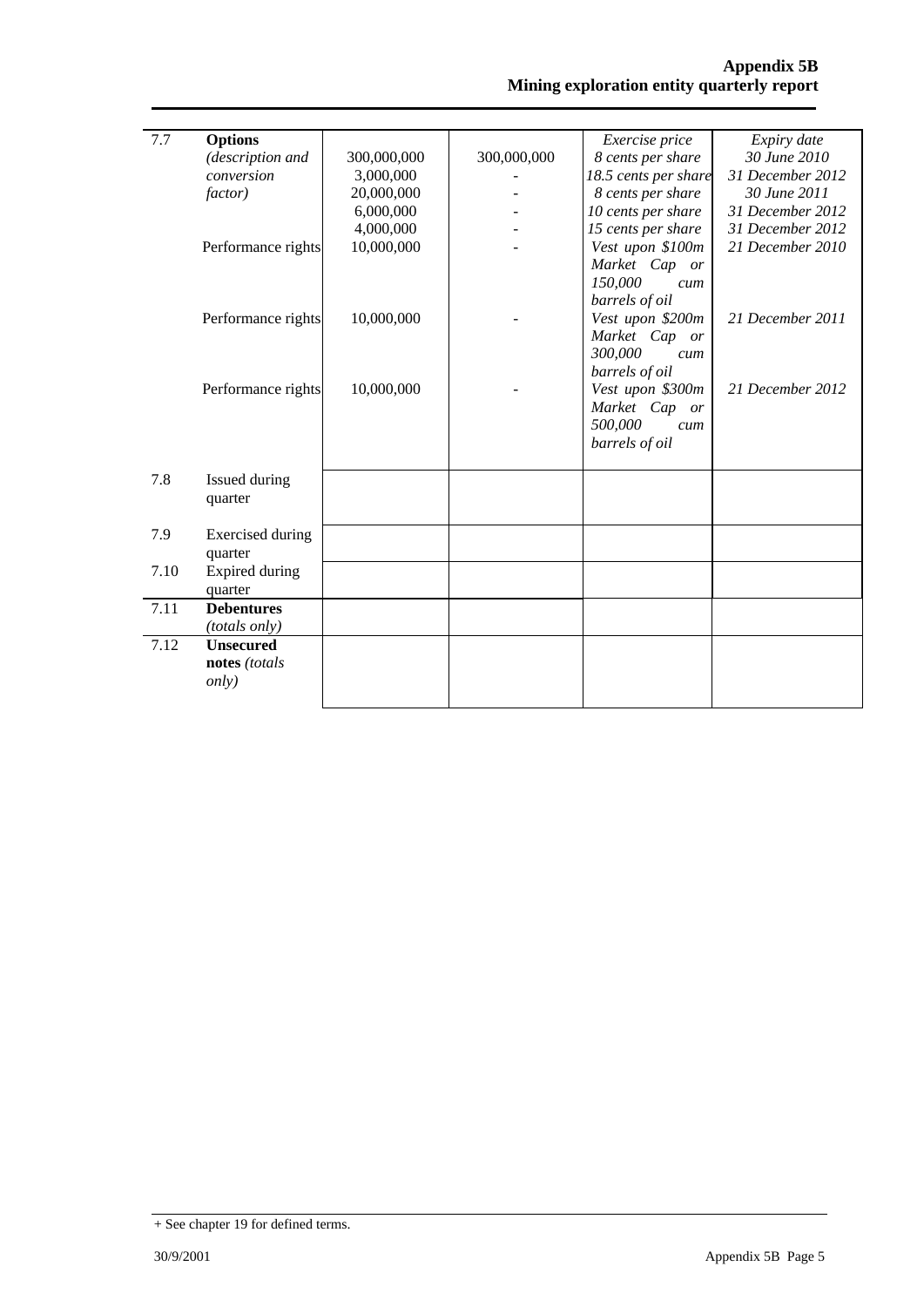| 7.7 | **Options** *(description and conversion factor)* | 300,000,000<br>3,000,000<br>20,000,000<br>6,000,000<br>4,000,000 | 300,000,000<br>-<br>-<br>-<br>- | *Exercise price*<br>*8 cents per share*<br>*18.5 cents per share*<br>*8 cents per share*<br>*10 cents per share*<br>*15 cents per share* | *Expiry date*<br>*30 June 2010*<br>*31 December 2012*<br>*30 June 2011*<br>*31 December 2012*<br>*31 December 2012* |
|---|---|---|---|---|---|
| | Performance rights | 10,000,000 | - | *Vest upon $100m Market Cap or 150,000 cum barrels of oil* | *21 December 2010* |
| | Performance rights | 10,000,000 | - | *Vest upon $200m Market Cap or 300,000 cum barrels of oil* | *21 December 2011* |
| | Performance rights | 10,000,000 | - | *Vest upon $300m Market Cap or 500,000 cum barrels of oil* | *21 December 2012* |
| 7.8 | Issued during quarter | | | | |
| 7.9 | Exercised during quarter | | | | |
| 7.10 | Expired during quarter | | | | |
| 7.11 | **Debentures** *(totals only)* | | | | |
| 7.12 | **Unsecured notes** *(totals only)* | | | | |

+ See chapter 19 for defined terms.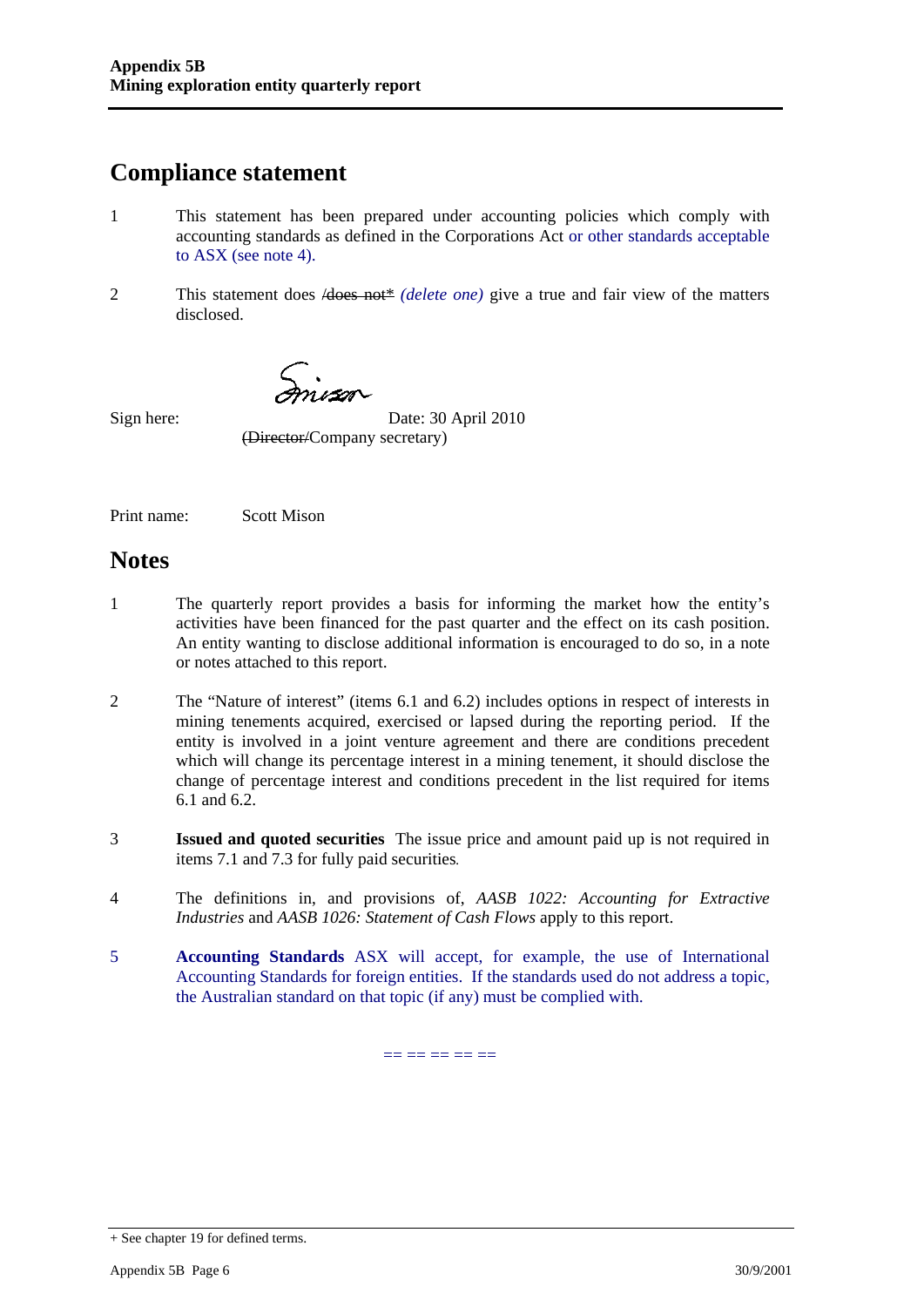## Compliance statement

1 This statement has been prepared under accounting policies which comply with accounting standards as defined in the Corporations Act or other standards acceptable to ASX (see note 4).

2 This statement does ~~/does not*~~ *(delete one)* give a true and fair view of the matters disclosed.

Sign here: Date: 30 April 2010
~~(Director/~~Company secretary)

Print name: Scott Mison

## Notes

1 The quarterly report provides a basis for informing the market how the entity's activities have been financed for the past quarter and the effect on its cash position. An entity wanting to disclose additional information is encouraged to do so, in a note or notes attached to this report.

2 The "Nature of interest" (items 6.1 and 6.2) includes options in respect of interests in mining tenements acquired, exercised or lapsed during the reporting period. If the entity is involved in a joint venture agreement and there are conditions precedent which will change its percentage interest in a mining tenement, it should disclose the change of percentage interest and conditions precedent in the list required for items 6.1 and 6.2.

3 **Issued and quoted securities** The issue price and amount paid up is not required in items 7.1 and 7.3 for fully paid securities.

4 The definitions in, and provisions of, *AASB 1022: Accounting for Extractive Industries* and *AASB 1026: Statement of Cash Flows* apply to this report.

5 **Accounting Standards** ASX will accept, for example, the use of International Accounting Standards for foreign entities. If the standards used do not address a topic, the Australian standard on that topic (if any) must be complied with.

== == == == ==

+ See chapter 19 for defined terms.